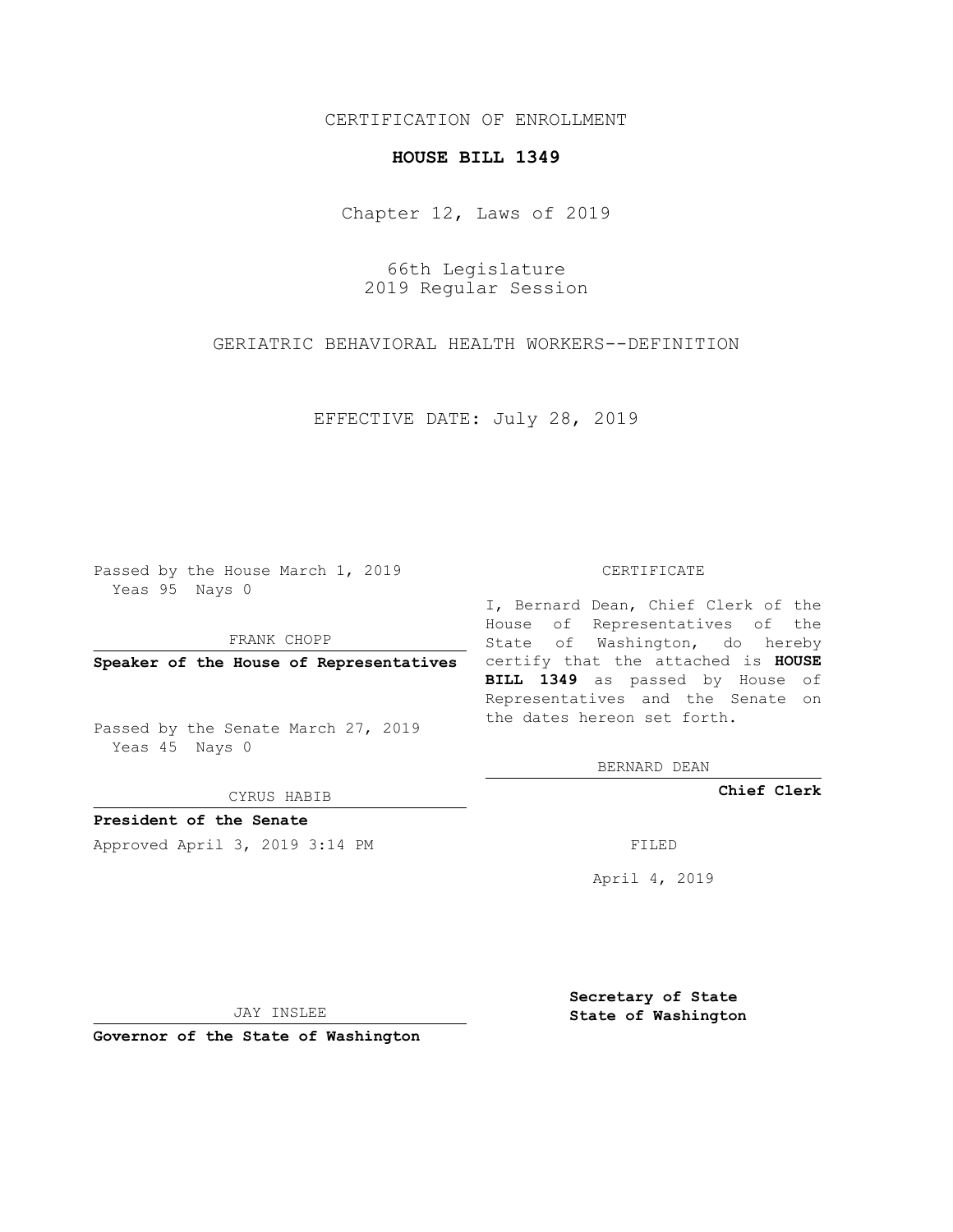CERTIFICATION OF ENROLLMENT

**HOUSE BILL 1349**

Chapter 12, Laws of 2019

66th Legislature
2019 Regular Session

GERIATRIC BEHAVIORAL HEALTH WORKERS--DEFINITION

EFFECTIVE DATE: July 28, 2019

Passed by the House March 1, 2019
Yeas 95 Nays 0

FRANK CHOPP

**Speaker of the House of Representatives**

Passed by the Senate March 27, 2019
Yeas 45 Nays 0

CYRUS HABIB

**President of the Senate**

Approved April 3, 2019 3:14 PM

JAY INSLEE

**Governor of the State of Washington**

CERTIFICATE

I, Bernard Dean, Chief Clerk of the House of Representatives of the State of Washington, do hereby certify that the attached is **HOUSE BILL 1349** as passed by House of Representatives and the Senate on the dates hereon set forth.

BERNARD DEAN

**Chief Clerk**

FILED

April 4, 2019

**Secretary of State**
**State of Washington**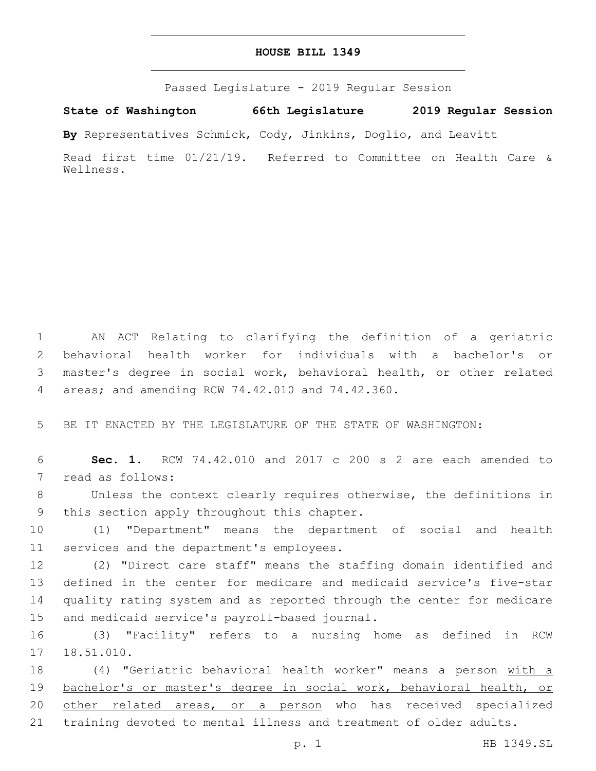# HOUSE BILL 1349

Passed Legislature - 2019 Regular Session

**State of Washington 66th Legislature 2019 Regular Session**

**By** Representatives Schmick, Cody, Jinkins, Doglio, and Leavitt

Read first time 01/21/19. Referred to Committee on Health Care & Wellness.

AN ACT Relating to clarifying the definition of a geriatric behavioral health worker for individuals with a bachelor's or master's degree in social work, behavioral health, or other related areas; and amending RCW 74.42.010 and 74.42.360.

BE IT ENACTED BY THE LEGISLATURE OF THE STATE OF WASHINGTON:

**Sec. 1.** RCW 74.42.010 and 2017 c 200 s 2 are each amended to read as follows:

Unless the context clearly requires otherwise, the definitions in this section apply throughout this chapter.

(1) "Department" means the department of social and health services and the department's employees.

(2) "Direct care staff" means the staffing domain identified and defined in the center for medicare and medicaid service's five-star quality rating system and as reported through the center for medicare and medicaid service's payroll-based journal.

(3) "Facility" refers to a nursing home as defined in RCW 18.51.010.

(4) "Geriatric behavioral health worker" means a person <u>with a bachelor's or master's degree in social work, behavioral health, or other related areas, or a person</u> who has received specialized training devoted to mental illness and treatment of older adults.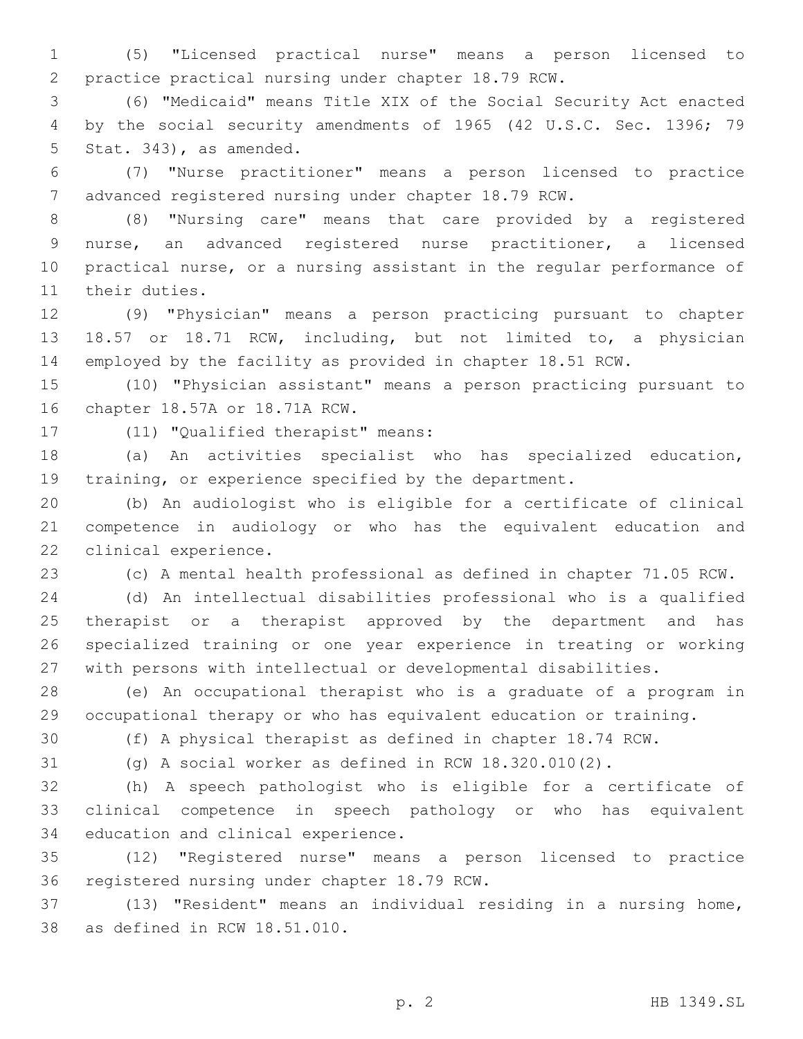(5) "Licensed practical nurse" means a person licensed to practice practical nursing under chapter 18.79 RCW.

(6) "Medicaid" means Title XIX of the Social Security Act enacted by the social security amendments of 1965 (42 U.S.C. Sec. 1396; 79 Stat. 343), as amended.

(7) "Nurse practitioner" means a person licensed to practice advanced registered nursing under chapter 18.79 RCW.

(8) "Nursing care" means that care provided by a registered nurse, an advanced registered nurse practitioner, a licensed practical nurse, or a nursing assistant in the regular performance of their duties.

(9) "Physician" means a person practicing pursuant to chapter 18.57 or 18.71 RCW, including, but not limited to, a physician employed by the facility as provided in chapter 18.51 RCW.

(10) "Physician assistant" means a person practicing pursuant to chapter 18.57A or 18.71A RCW.

(11) "Qualified therapist" means:

(a) An activities specialist who has specialized education, training, or experience specified by the department.

(b) An audiologist who is eligible for a certificate of clinical competence in audiology or who has the equivalent education and clinical experience.

(c) A mental health professional as defined in chapter 71.05 RCW.

(d) An intellectual disabilities professional who is a qualified therapist or a therapist approved by the department and has specialized training or one year experience in treating or working with persons with intellectual or developmental disabilities.

(e) An occupational therapist who is a graduate of a program in occupational therapy or who has equivalent education or training.

(f) A physical therapist as defined in chapter 18.74 RCW.

(g) A social worker as defined in RCW 18.320.010(2).

(h) A speech pathologist who is eligible for a certificate of clinical competence in speech pathology or who has equivalent education and clinical experience.

(12) "Registered nurse" means a person licensed to practice registered nursing under chapter 18.79 RCW.

(13) "Resident" means an individual residing in a nursing home, as defined in RCW 18.51.010.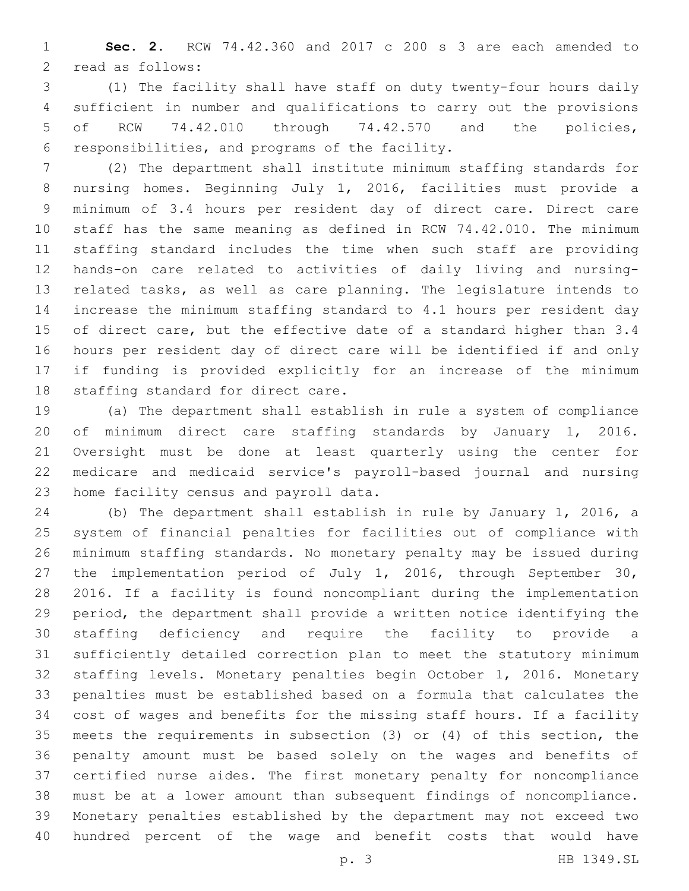**Sec. 2.** RCW 74.42.360 and 2017 c 200 s 3 are each amended to read as follows:

(1) The facility shall have staff on duty twenty-four hours daily sufficient in number and qualifications to carry out the provisions of RCW 74.42.010 through 74.42.570 and the policies, responsibilities, and programs of the facility.

(2) The department shall institute minimum staffing standards for nursing homes. Beginning July 1, 2016, facilities must provide a minimum of 3.4 hours per resident day of direct care. Direct care staff has the same meaning as defined in RCW 74.42.010. The minimum staffing standard includes the time when such staff are providing hands-on care related to activities of daily living and nursing-related tasks, as well as care planning. The legislature intends to increase the minimum staffing standard to 4.1 hours per resident day of direct care, but the effective date of a standard higher than 3.4 hours per resident day of direct care will be identified if and only if funding is provided explicitly for an increase of the minimum staffing standard for direct care.

(a) The department shall establish in rule a system of compliance of minimum direct care staffing standards by January 1, 2016. Oversight must be done at least quarterly using the center for medicare and medicaid service's payroll-based journal and nursing home facility census and payroll data.

(b) The department shall establish in rule by January 1, 2016, a system of financial penalties for facilities out of compliance with minimum staffing standards. No monetary penalty may be issued during the implementation period of July 1, 2016, through September 30, 2016. If a facility is found noncompliant during the implementation period, the department shall provide a written notice identifying the staffing deficiency and require the facility to provide a sufficiently detailed correction plan to meet the statutory minimum staffing levels. Monetary penalties begin October 1, 2016. Monetary penalties must be established based on a formula that calculates the cost of wages and benefits for the missing staff hours. If a facility meets the requirements in subsection (3) or (4) of this section, the penalty amount must be based solely on the wages and benefits of certified nurse aides. The first monetary penalty for noncompliance must be at a lower amount than subsequent findings of noncompliance. Monetary penalties established by the department may not exceed two hundred percent of the wage and benefit costs that would have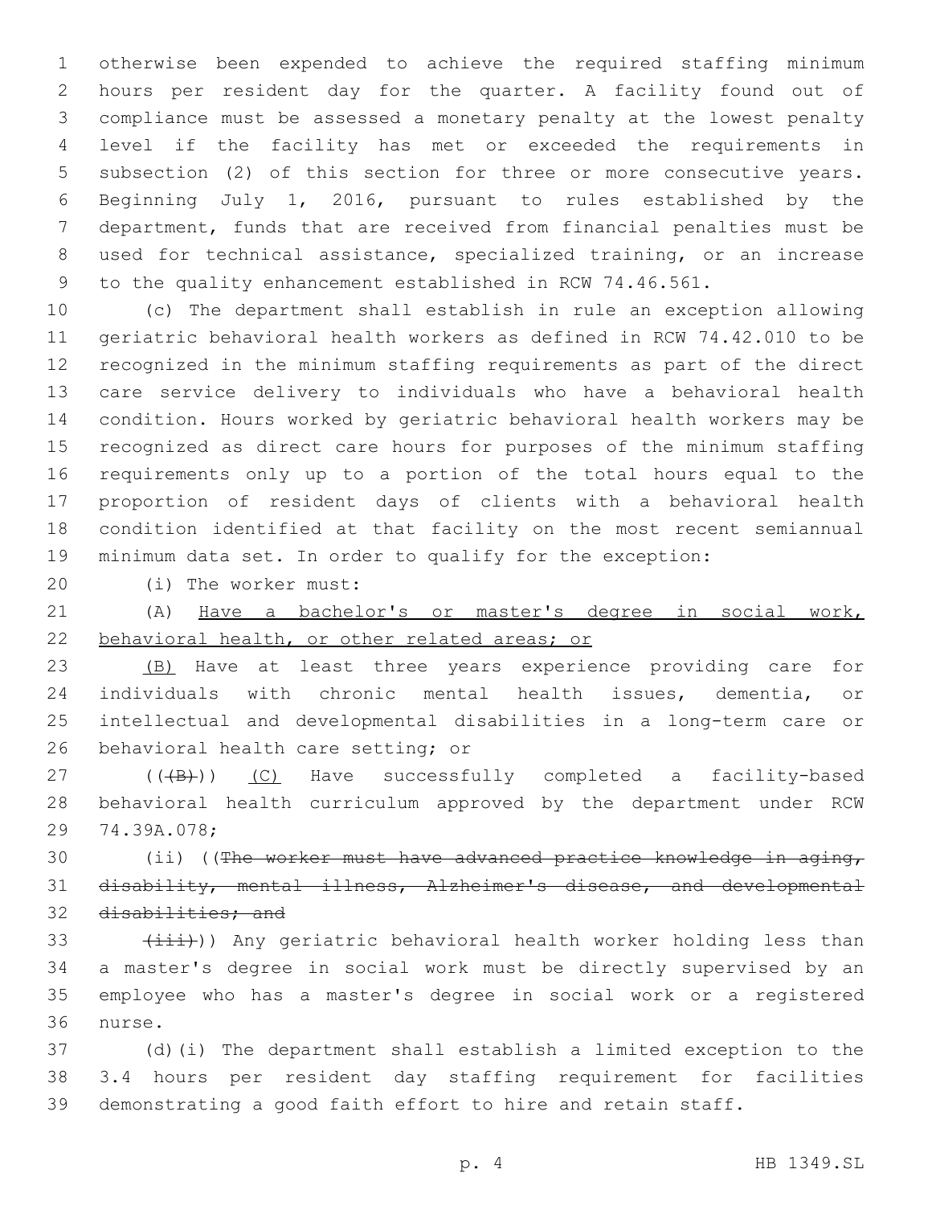otherwise been expended to achieve the required staffing minimum hours per resident day for the quarter. A facility found out of compliance must be assessed a monetary penalty at the lowest penalty level if the facility has met or exceeded the requirements in subsection (2) of this section for three or more consecutive years. Beginning July 1, 2016, pursuant to rules established by the department, funds that are received from financial penalties must be used for technical assistance, specialized training, or an increase to the quality enhancement established in RCW 74.46.561.

(c) The department shall establish in rule an exception allowing geriatric behavioral health workers as defined in RCW 74.42.010 to be recognized in the minimum staffing requirements as part of the direct care service delivery to individuals who have a behavioral health condition. Hours worked by geriatric behavioral health workers may be recognized as direct care hours for purposes of the minimum staffing requirements only up to a portion of the total hours equal to the proportion of resident days of clients with a behavioral health condition identified at that facility on the most recent semiannual minimum data set. In order to qualify for the exception:

(i) The worker must:

(A) Have a bachelor's or master's degree in social work, behavioral health, or other related areas; or

(B) Have at least three years experience providing care for individuals with chronic mental health issues, dementia, or intellectual and developmental disabilities in a long-term care or behavioral health care setting; or

((~~(B)~~)) (C) Have successfully completed a facility-based behavioral health curriculum approved by the department under RCW 74.39A.078;

(ii) ((~~The worker must have advanced practice knowledge in aging, disability, mental illness, Alzheimer's disease, and developmental disabilities; and~~

~~(iii)~~)) Any geriatric behavioral health worker holding less than a master's degree in social work must be directly supervised by an employee who has a master's degree in social work or a registered nurse.

(d)(i) The department shall establish a limited exception to the 3.4 hours per resident day staffing requirement for facilities demonstrating a good faith effort to hire and retain staff.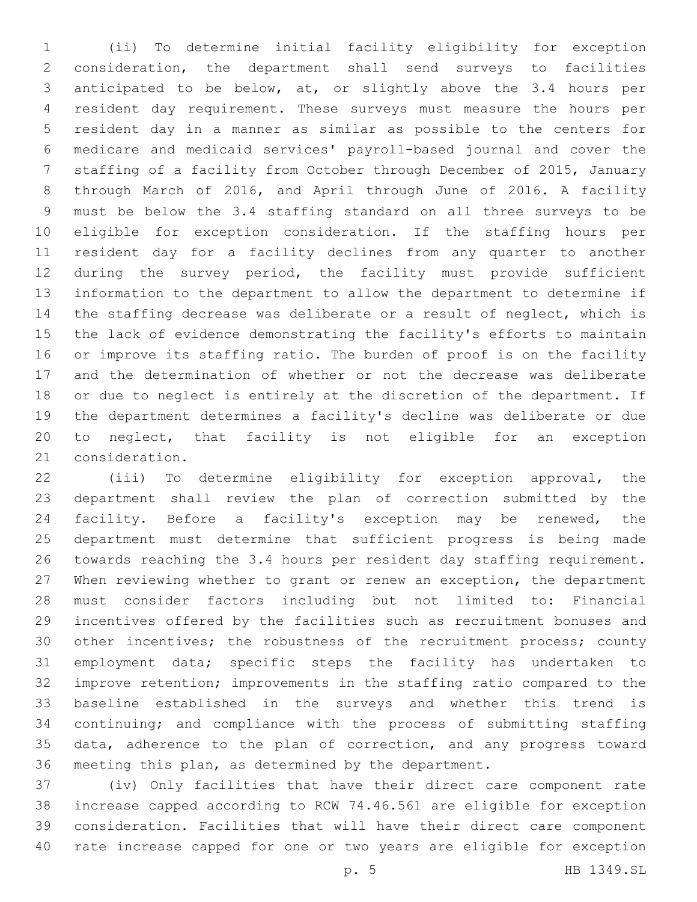(ii) To determine initial facility eligibility for exception consideration, the department shall send surveys to facilities anticipated to be below, at, or slightly above the 3.4 hours per resident day requirement. These surveys must measure the hours per resident day in a manner as similar as possible to the centers for medicare and medicaid services' payroll-based journal and cover the staffing of a facility from October through December of 2015, January through March of 2016, and April through June of 2016. A facility must be below the 3.4 staffing standard on all three surveys to be eligible for exception consideration. If the staffing hours per resident day for a facility declines from any quarter to another during the survey period, the facility must provide sufficient information to the department to allow the department to determine if the staffing decrease was deliberate or a result of neglect, which is the lack of evidence demonstrating the facility's efforts to maintain or improve its staffing ratio. The burden of proof is on the facility and the determination of whether or not the decrease was deliberate or due to neglect is entirely at the discretion of the department. If the department determines a facility's decline was deliberate or due to neglect, that facility is not eligible for an exception consideration.

(iii) To determine eligibility for exception approval, the department shall review the plan of correction submitted by the facility. Before a facility's exception may be renewed, the department must determine that sufficient progress is being made towards reaching the 3.4 hours per resident day staffing requirement. When reviewing whether to grant or renew an exception, the department must consider factors including but not limited to: Financial incentives offered by the facilities such as recruitment bonuses and other incentives; the robustness of the recruitment process; county employment data; specific steps the facility has undertaken to improve retention; improvements in the staffing ratio compared to the baseline established in the surveys and whether this trend is continuing; and compliance with the process of submitting staffing data, adherence to the plan of correction, and any progress toward meeting this plan, as determined by the department.

(iv) Only facilities that have their direct care component rate increase capped according to RCW 74.46.561 are eligible for exception consideration. Facilities that will have their direct care component rate increase capped for one or two years are eligible for exception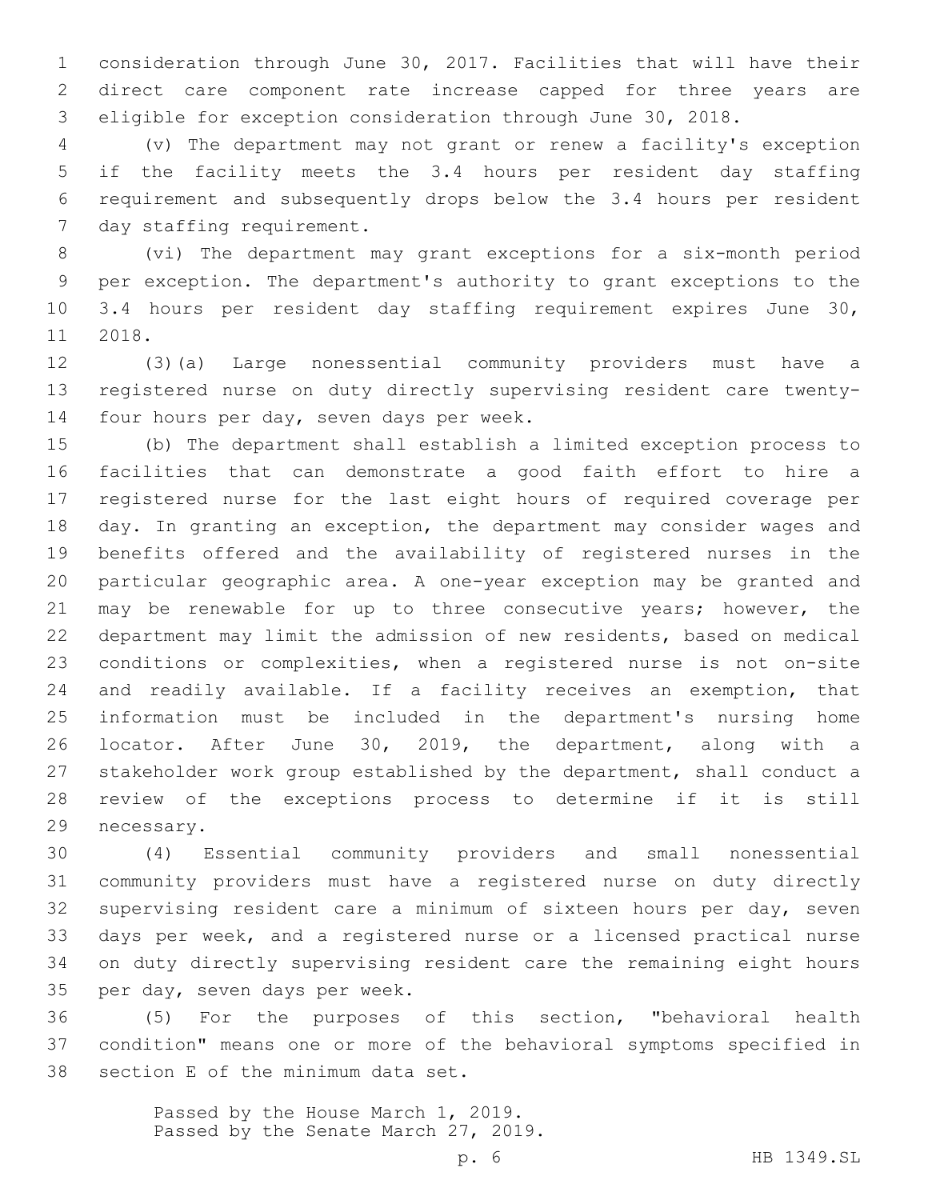consideration through June 30, 2017. Facilities that will have their direct care component rate increase capped for three years are eligible for exception consideration through June 30, 2018.

(v) The department may not grant or renew a facility's exception if the facility meets the 3.4 hours per resident day staffing requirement and subsequently drops below the 3.4 hours per resident day staffing requirement.

(vi) The department may grant exceptions for a six-month period per exception. The department's authority to grant exceptions to the 3.4 hours per resident day staffing requirement expires June 30, 2018.

(3)(a) Large nonessential community providers must have a registered nurse on duty directly supervising resident care twenty-four hours per day, seven days per week.

(b) The department shall establish a limited exception process to facilities that can demonstrate a good faith effort to hire a registered nurse for the last eight hours of required coverage per day. In granting an exception, the department may consider wages and benefits offered and the availability of registered nurses in the particular geographic area. A one-year exception may be granted and may be renewable for up to three consecutive years; however, the department may limit the admission of new residents, based on medical conditions or complexities, when a registered nurse is not on-site and readily available. If a facility receives an exemption, that information must be included in the department's nursing home locator. After June 30, 2019, the department, along with a stakeholder work group established by the department, shall conduct a review of the exceptions process to determine if it is still necessary.

(4) Essential community providers and small nonessential community providers must have a registered nurse on duty directly supervising resident care a minimum of sixteen hours per day, seven days per week, and a registered nurse or a licensed practical nurse on duty directly supervising resident care the remaining eight hours per day, seven days per week.

(5) For the purposes of this section, "behavioral health condition" means one or more of the behavioral symptoms specified in section E of the minimum data set.

Passed by the House March 1, 2019.
Passed by the Senate March 27, 2019.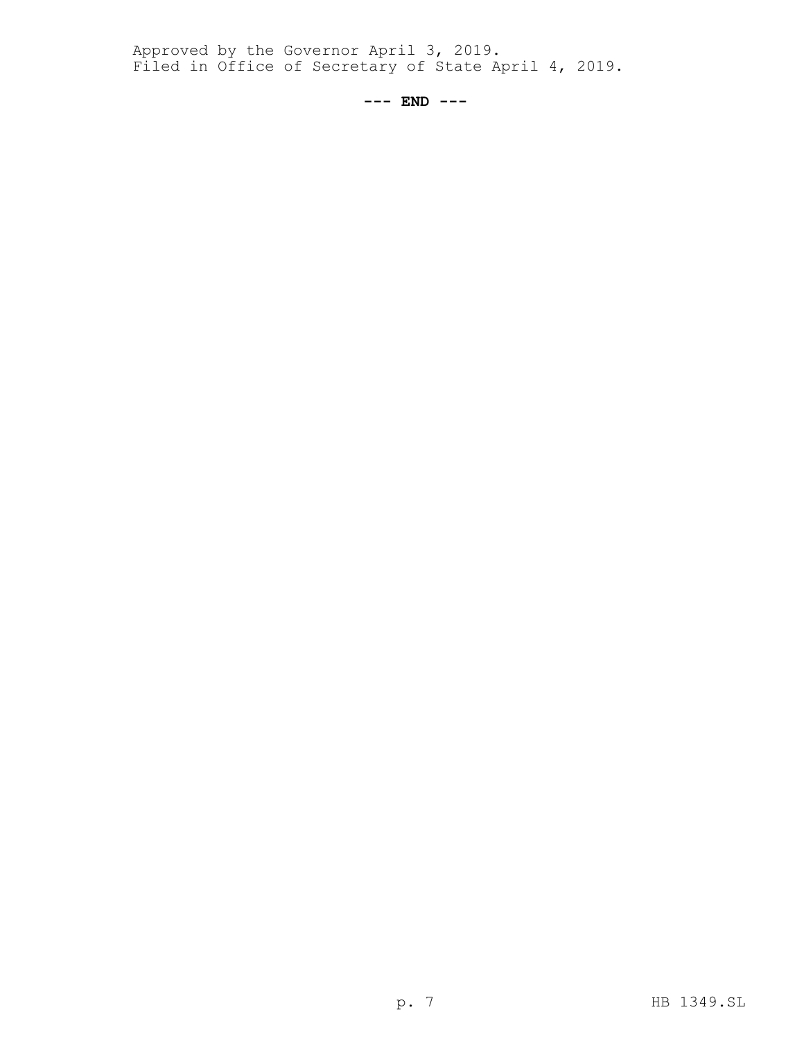Approved by the Governor April 3, 2019.
Filed in Office of Secretary of State April 4, 2019.

**--- END ---**